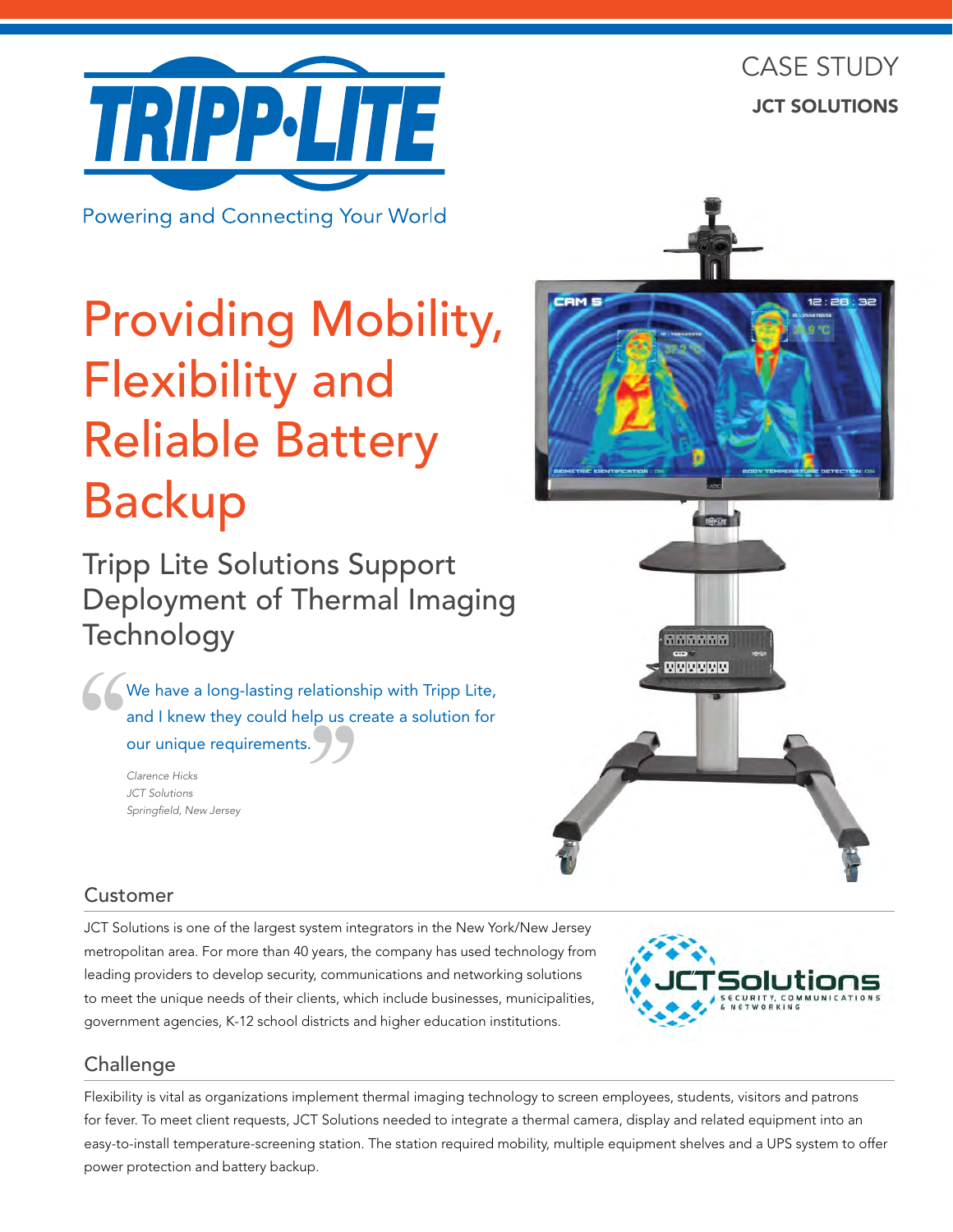CASE STUDY

**JCT SOLUTIONS**

Powering and Connecting Your World

# Providing Mobility, Flexibility and Reliable Battery Backup

## Tripp Lite Solutions Support Deployment of Thermal Imaging Technology

> We have a long-lasting relationship with Tripp Lite, and I knew they could help us create a solution for our unique requirements.
>
> *Clarence Hicks*
> *JCT Solutions*
> *Springfield, New Jersey*

## Customer

JCT Solutions is one of the largest system integrators in the New York/New Jersey metropolitan area. For more than 40 years, the company has used technology from leading providers to develop security, communications and networking solutions to meet the unique needs of their clients, which include businesses, municipalities, government agencies, K-12 school districts and higher education institutions.

## Challenge

Flexibility is vital as organizations implement thermal imaging technology to screen employees, students, visitors and patrons for fever. To meet client requests, JCT Solutions needed to integrate a thermal camera, display and related equipment into an easy-to-install temperature-screening station. The station required mobility, multiple equipment shelves and a UPS system to offer power protection and battery backup.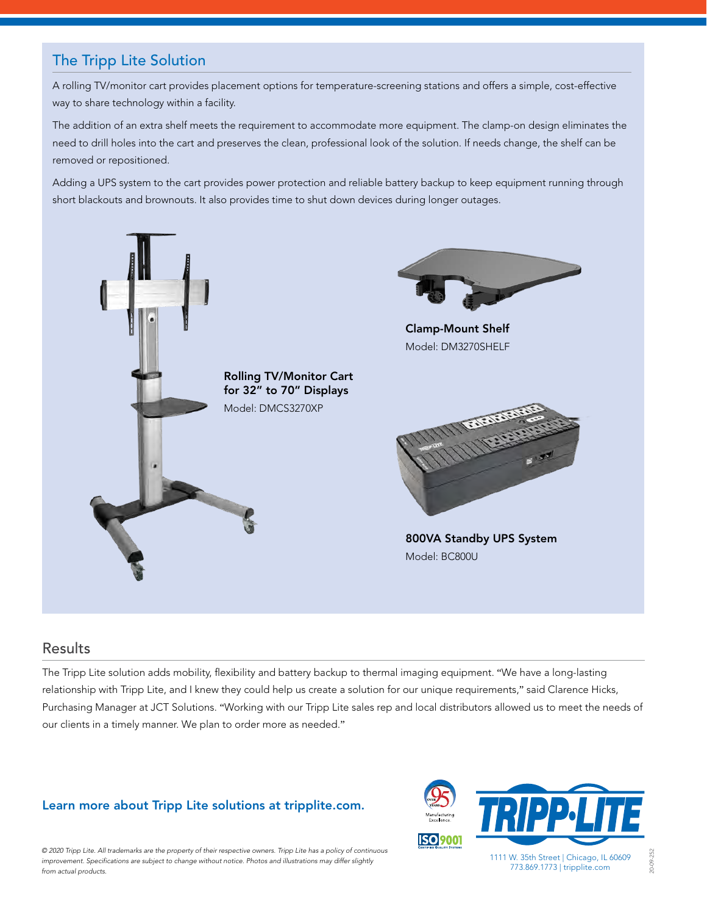## The Tripp Lite Solution

A rolling TV/monitor cart provides placement options for temperature-screening stations and offers a simple, cost-effective way to share technology within a facility.

The addition of an extra shelf meets the requirement to accommodate more equipment. The clamp-on design eliminates the need to drill holes into the cart and preserves the clean, professional look of the solution. If needs change, the shelf can be removed or repositioned.

Adding a UPS system to the cart provides power protection and reliable battery backup to keep equipment running through short blackouts and brownouts. It also provides time to shut down devices during longer outages.

**Clamp-Mount Shelf**
Model: DM3270SHELF

**Rolling TV/Monitor Cart for 32" to 70" Displays**
Model: DMCS3270XP

**800VA Standby UPS System**
Model: BC800U

## Results

The Tripp Lite solution adds mobility, flexibility and battery backup to thermal imaging equipment. "We have a long-lasting relationship with Tripp Lite, and I knew they could help us create a solution for our unique requirements," said Clarence Hicks, Purchasing Manager at JCT Solutions. "Working with our Tripp Lite sales rep and local distributors allowed us to meet the needs of our clients in a timely manner. We plan to order more as needed."

**Learn more about Tripp Lite solutions at tripplite.com.**

*© 2020 Tripp Lite. All trademarks are the property of their respective owners. Tripp Lite has a policy of continuous improvement. Specifications are subject to change without notice. Photos and illustrations may differ slightly from actual products.*

1111 W. 35th Street | Chicago, IL 60609
773.869.1773 | tripplite.com

20-09-252